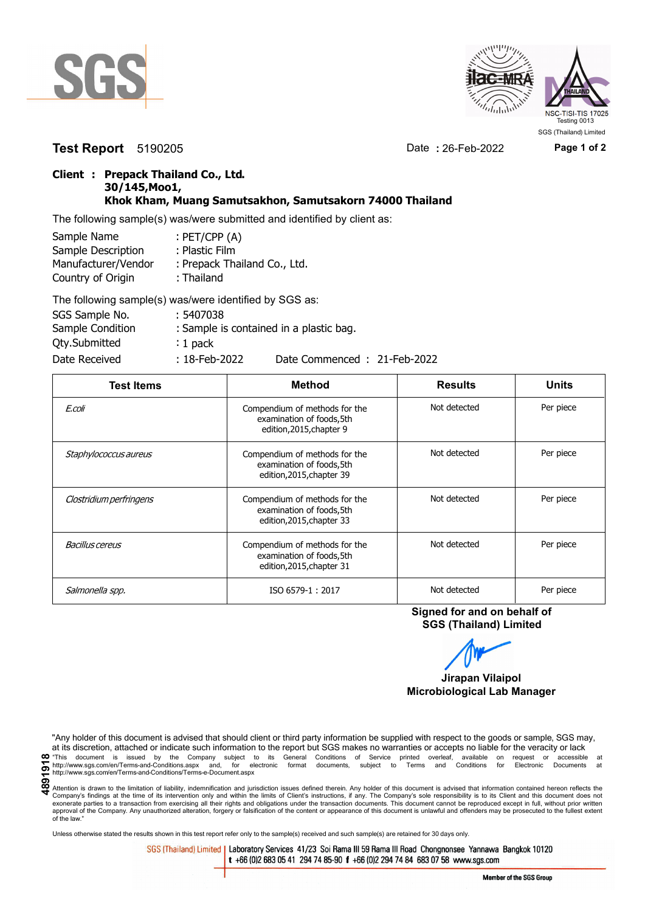SGS

NSC-TISI-TIS 17025
Testing 0013
SGS (Thailand) Limited

**Test Report** 5190205 Date : 26-Feb-2022

**Client : Prepack Thailand Co., Ltd.**
**30/145,Moo1,**
**Khok Kham, Muang Samutsakhon, Samutsakorn 74000 Thailand**

The following sample(s) was/were submitted and identified by client as:

Sample Name : PET/CPP (A)
Sample Description : Plastic Film
Manufacturer/Vendor : Prepack Thailand Co., Ltd.
Country of Origin : Thailand

The following sample(s) was/were identified by SGS as:

SGS Sample No. : 5407038
Sample Condition : Sample is contained in a plastic bag.
Qty.Submitted : 1 pack
Date Received : 18-Feb-2022 Date Commenced : 21-Feb-2022

| Test Items | Method | Results | Units |
|---|---|---|---|
| *E.coli* | Compendium of methods for the examination of foods,5th edition,2015,chapter 9 | Not detected | Per piece |
| *Staphylococcus aureus* | Compendium of methods for the examination of foods,5th edition,2015,chapter 39 | Not detected | Per piece |
| *Clostridium perfringens* | Compendium of methods for the examination of foods,5th edition,2015,chapter 33 | Not detected | Per piece |
| *Bacillus cereus* | Compendium of methods for the examination of foods,5th edition,2015,chapter 31 | Not detected | Per piece |
| *Salmonella spp.* | ISO 6579-1 : 2017 | Not detected | Per piece |

**Signed for and on behalf of**
**SGS (Thailand) Limited**

**Jirapan Vilaipol**
**Microbiological Lab Manager**

"Any holder of this document is advised that should client or third party information be supplied with respect to the goods or sample, SGS may, at its discretion, attached or indicate such information to the report but SGS makes no warranties or accepts no liable for the veracity or lack

"This document is issued by the Company subject to its General Conditions of Service printed overleaf, available on request or accessible at http://www.sgs.com/en/Terms-and-Conditions.aspx and, for electronic format documents, subject to Terms and Conditions for Electronic Documents at http://www.sgs.com/en/Terms-and-Conditions/Terms-e-Document.aspx

Attention is drawn to the limitation of liability, indemnification and jurisdiction issues defined therein. Any holder of this document is advised that information contained hereon reflects the Company's findings at the time of its intervention only and within the limits of Client's instructions, if any. The Company's sole responsibility is to its Client and this document does not exonerate parties to a transaction from exercising all their rights and obligations under the transaction documents. This document cannot be reproduced except in full, without prior written approval of the Company. Any unauthorized alteration, forgery or falsification of the content or appearance of this document is unlawful and offenders may be prosecuted to the fullest extent of the law."

4891918

Unless otherwise stated the results shown in this test report refer only to the sample(s) received and such sample(s) are retained for 30 days only.

SGS (Thailand) Limited | Laboratory Services 41/23 Soi Rama III 59 Rama III Road Chongnonsee Yannawa Bangkok 10120
t +66 (0)2 683 05 41 294 74 85-90 f +66 (0)2 294 74 84 683 07 58 www.sgs.com

Member of the SGS Group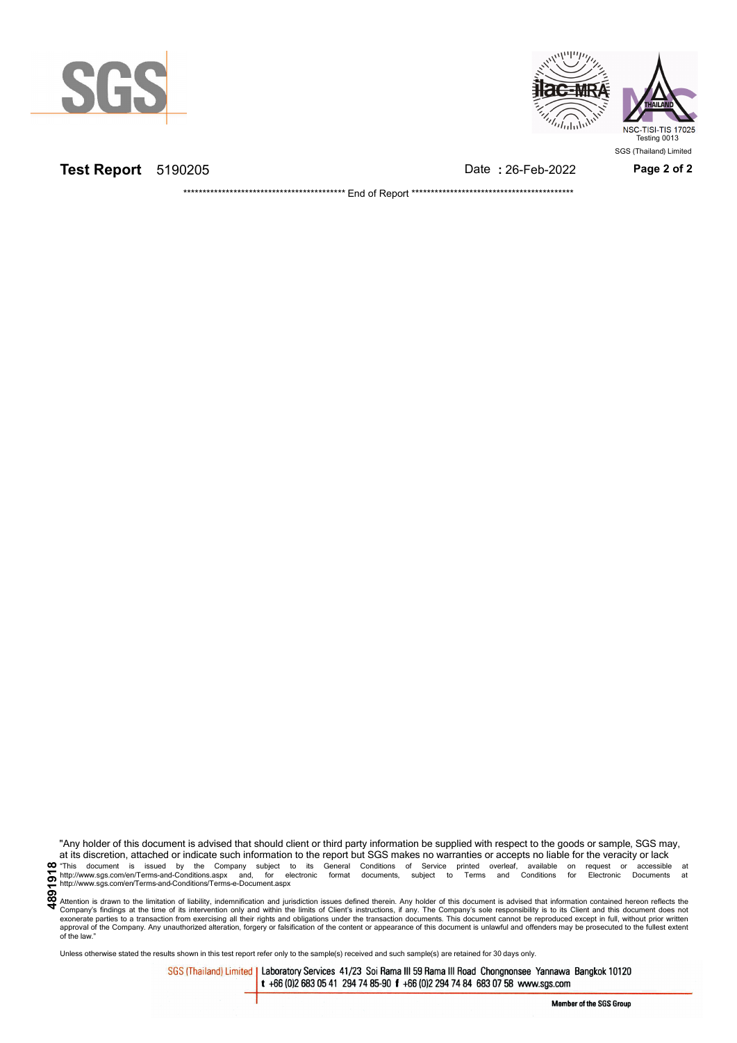**Test Report** 5190205 Date : 26-Feb-2022

******************************************* End of Report *******************************************

"Any holder of this document is advised that should client or third party information be supplied with respect to the goods or sample, SGS may, at its discretion, attached or indicate such information to the report but SGS makes no warranties or accepts no liable for the veracity or lack

"This document is issued by the Company subject to its General Conditions of Service printed overleaf, available on request or accessible at http://www.sgs.com/en/Terms-and-Conditions.aspx and, for electronic format documents, subject to Terms and Conditions for Electronic Documents at http://www.sgs.com/en/Terms-and-Conditions/Terms-e-Document.aspx

Attention is drawn to the limitation of liability, indemnification and jurisdiction issues defined therein. Any holder of this document is advised that information contained hereon reflects the Company's findings at the time of its intervention only and within the limits of Client's instructions, if any. The Company's sole responsibility is to its Client and this document does not exonerate parties to a transaction from exercising all their rights and obligations under the transaction documents. This document cannot be reproduced except in full, without prior written approval of the Company. Any unauthorized alteration, forgery or falsification of the content or appearance of this document is unlawful and offenders may be prosecuted to the fullest extent of the law."

Unless otherwise stated the results shown in this test report refer only to the sample(s) received and such sample(s) are retained for 30 days only.